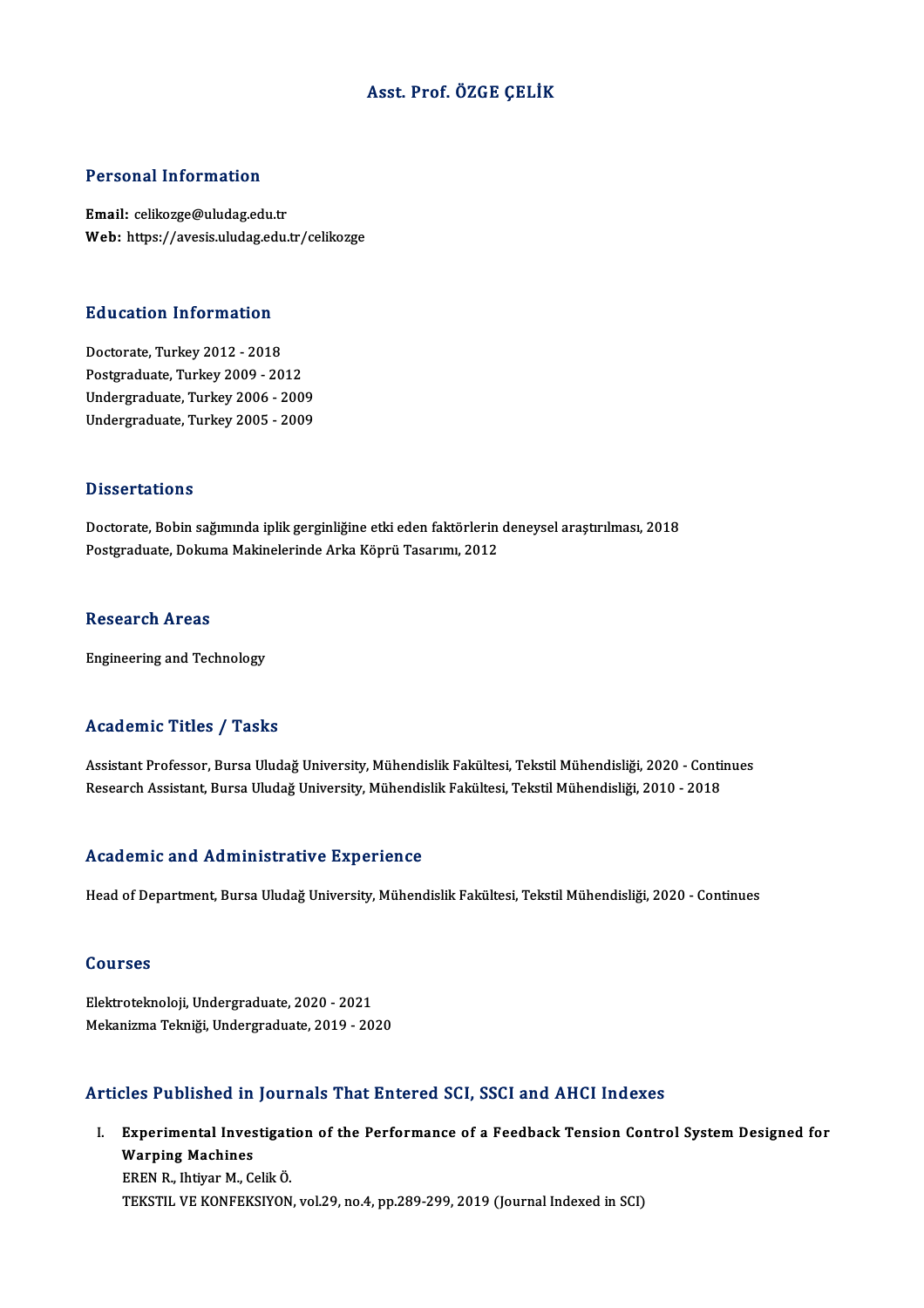# Asst. Prof. ÖZGE ÇELİK

## Personal Information

**Email:** celikozge@uludag.edu.tr
**Web:** https://avesis.uludag.edu.tr/celikozge

## Education Information

Doctorate, Turkey 2012 - 2018
Postgraduate, Turkey 2009 - 2012
Undergraduate, Turkey 2006 - 2009
Undergraduate, Turkey 2005 - 2009

## Dissertations

Doctorate, Bobin sağımında iplik gerginliğine etki eden faktörlerin deneysel araştırılması, 2018
Postgraduate, Dokuma Makinelerinde Arka Köprü Tasarımı, 2012

## Research Areas

Engineering and Technology

## Academic Titles / Tasks

Assistant Professor, Bursa Uludağ University, Mühendislik Fakültesi, Tekstil Mühendisliği, 2020 - Continues
Research Assistant, Bursa Uludağ University, Mühendislik Fakültesi, Tekstil Mühendisliği, 2010 - 2018

## Academic and Administrative Experience

Head of Department, Bursa Uludağ University, Mühendislik Fakültesi, Tekstil Mühendisliği, 2020 - Continues

## Courses

Elektroteknoloji, Undergraduate, 2020 - 2021
Mekanizma Tekniği, Undergraduate, 2019 - 2020

## Articles Published in Journals That Entered SCI, SSCI and AHCI Indexes

I. **Experimental Investigation of the Performance of a Feedback Tension Control System Designed for Warping Machines**
   EREN R., Ihtiyar M., Celik Ö.
   TEKSTIL VE KONFEKSIYON, vol.29, no.4, pp.289-299, 2019 (Journal Indexed in SCI)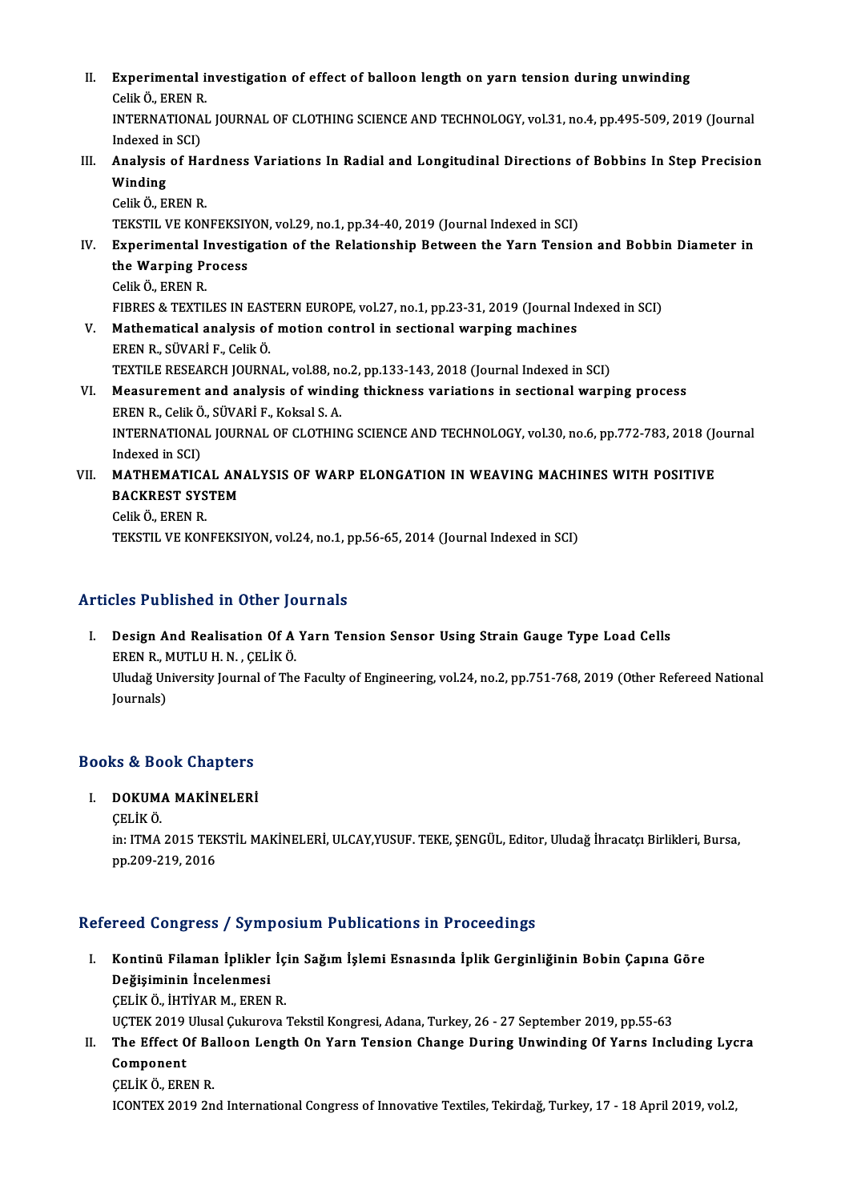II. **Experimental investigation of effect of balloon length on yarn tension during unwinding**
Celik Ö., EREN R.
INTERNATIONAL JOURNAL OF CLOTHING SCIENCE AND TECHNOLOGY, vol.31, no.4, pp.495-509, 2019 (Journal Indexed in SCI)

III. **Analysis of Hardness Variations In Radial and Longitudinal Directions of Bobbins In Step Precision Winding**
Celik Ö., EREN R.
TEKSTIL VE KONFEKSIYON, vol.29, no.1, pp.34-40, 2019 (Journal Indexed in SCI)

IV. **Experimental Investigation of the Relationship Between the Yarn Tension and Bobbin Diameter in the Warping Process**
Celik Ö., EREN R.
FIBRES & TEXTILES IN EASTERN EUROPE, vol.27, no.1, pp.23-31, 2019 (Journal Indexed in SCI)

V. **Mathematical analysis of motion control in sectional warping machines**
EREN R., SÜVARİ F., Celik Ö.
TEXTILE RESEARCH JOURNAL, vol.88, no.2, pp.133-143, 2018 (Journal Indexed in SCI)

VI. **Measurement and analysis of winding thickness variations in sectional warping process**
EREN R., Celik Ö., SÜVARİ F., Koksal S. A.
INTERNATIONAL JOURNAL OF CLOTHING SCIENCE AND TECHNOLOGY, vol.30, no.6, pp.772-783, 2018 (Journal Indexed in SCI)

VII. **MATHEMATICAL ANALYSIS OF WARP ELONGATION IN WEAVING MACHINES WITH POSITIVE BACKREST SYSTEM**
Celik Ö., EREN R.
TEKSTIL VE KONFEKSIYON, vol.24, no.1, pp.56-65, 2014 (Journal Indexed in SCI)

## Articles Published in Other Journals

I. **Design And Realisation Of A Yarn Tension Sensor Using Strain Gauge Type Load Cells**
EREN R., MUTLU H. N. , ÇELİK Ö.
Uludağ University Journal of The Faculty of Engineering, vol.24, no.2, pp.751-768, 2019 (Other Refereed National Journals)

## Books & Book Chapters

I. **DOKUMA MAKİNELERİ**
ÇELİK Ö.
in: ITMA 2015 TEKSTİL MAKİNELERİ, ULCAY,YUSUF. TEKE, ŞENGÜL, Editor, Uludağ İhracatçı Birlikleri, Bursa, pp.209-219, 2016

## Refereed Congress / Symposium Publications in Proceedings

I. **Kontinü Filaman İplikler İçin Sağım İşlemi Esnasında İplik Gerginliğinin Bobin Çapına Göre Değişiminin İncelenmesi**
ÇELİK Ö., İHTİYAR M., EREN R.
UÇTEK 2019 Ulusal Çukurova Tekstil Kongresi, Adana, Turkey, 26 - 27 September 2019, pp.55-63

II. **The Effect Of Balloon Length On Yarn Tension Change During Unwinding Of Yarns Including Lycra Component**
ÇELİK Ö., EREN R.
ICONTEX 2019 2nd International Congress of Innovative Textiles, Tekirdağ, Turkey, 17 - 18 April 2019, vol.2,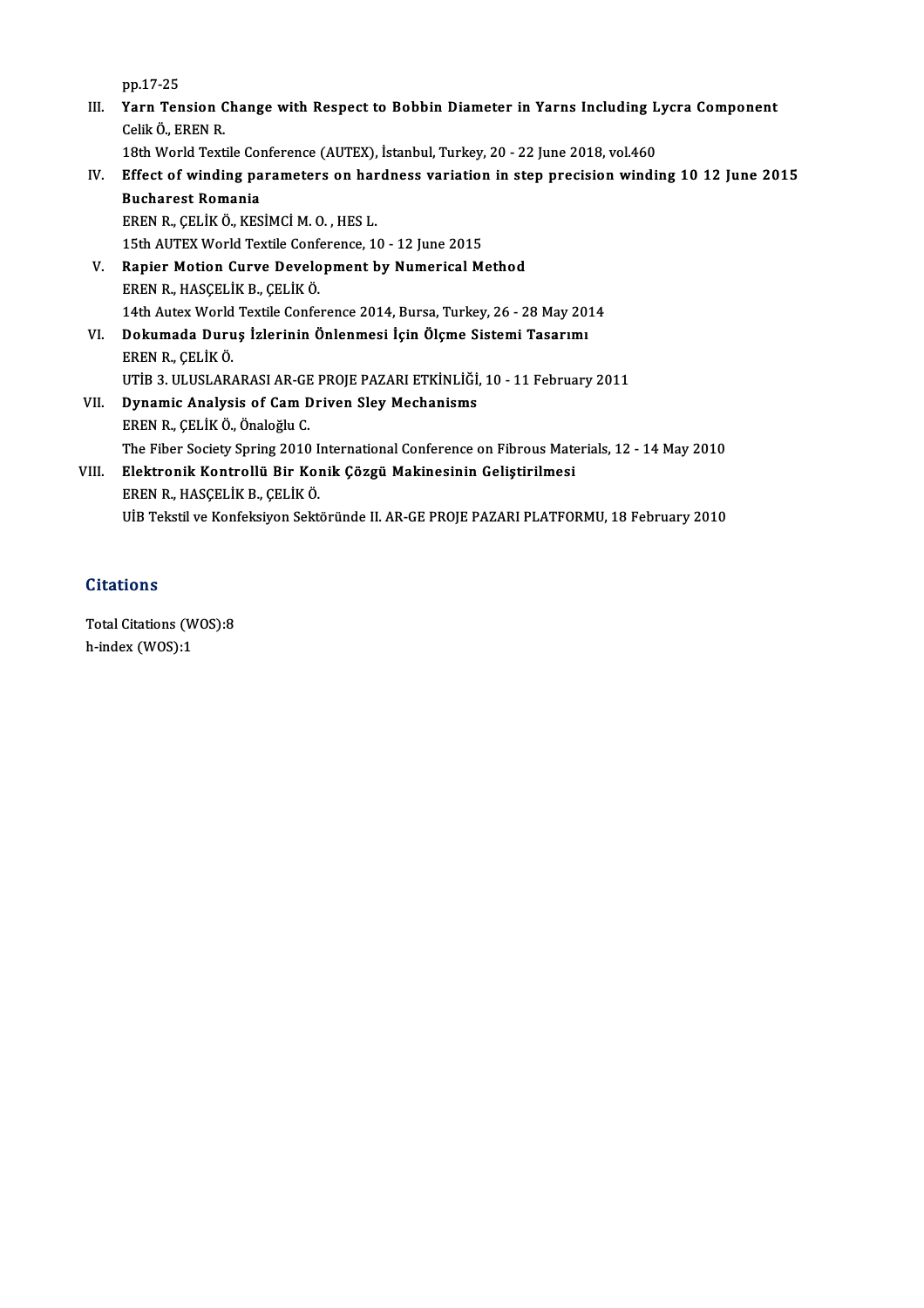pp.17-25

III. **Yarn Tension Change with Respect to Bobbin Diameter in Yarns Including Lycra Component**
Celik Ö., EREN R.
18th World Textile Conference (AUTEX), İstanbul, Turkey, 20 - 22 June 2018, vol.460

IV. **Effect of winding parameters on hardness variation in step precision winding 10 12 June 2015 Bucharest Romania**
EREN R., ÇELİK Ö., KESİMCİ M. O. , HES L.
15th AUTEX World Textile Conference, 10 - 12 June 2015

V. **Rapier Motion Curve Development by Numerical Method**
EREN R., HASÇELİK B., ÇELİK Ö.
14th Autex World Textile Conference 2014, Bursa, Turkey, 26 - 28 May 2014

VI. **Dokumada Duruş İzlerinin Önlenmesi İçin Ölçme Sistemi Tasarımı**
EREN R., ÇELİK Ö.
UTİB 3. ULUSLARARASI AR-GE PROJE PAZARI ETKİNLİĞİ, 10 - 11 February 2011

VII. **Dynamic Analysis of Cam Driven Sley Mechanisms**
EREN R., ÇELİK Ö., Önaloğlu C.
The Fiber Society Spring 2010 International Conference on Fibrous Materials, 12 - 14 May 2010

VIII. **Elektronik Kontrollü Bir Konik Çözgü Makinesinin Geliştirilmesi**
EREN R., HASÇELİK B., ÇELİK Ö.
UİB Tekstil ve Konfeksiyon Sektöründe II. AR-GE PROJE PAZARI PLATFORMU, 18 February 2010

## Citations

Total Citations (WOS):8
h-index (WOS):1